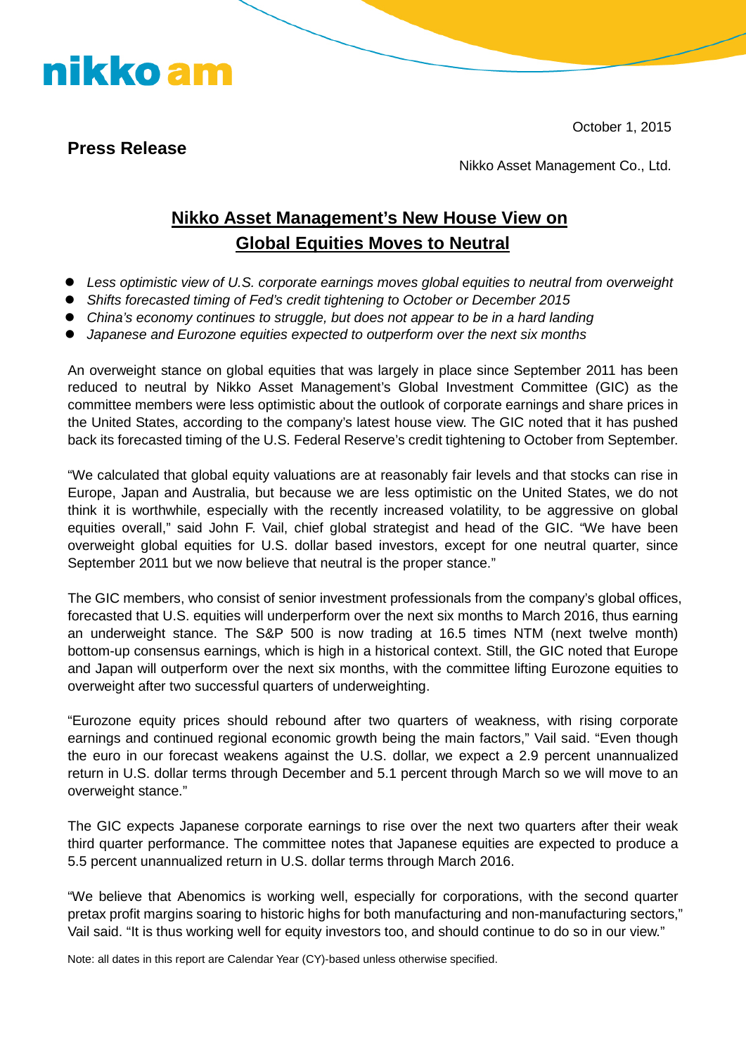nikko am

October 1, 2015

**Press Release**

Nikko Asset Management Co., Ltd.

# Nikko Asset Management's New House View on Global Equities Moves to Neutral

- *Less optimistic view of U.S. corporate earnings moves global equities to neutral from overweight*
- *Shifts forecasted timing of Fed's credit tightening to October or December 2015*
- *China's economy continues to struggle, but does not appear to be in a hard landing*
- *Japanese and Eurozone equities expected to outperform over the next six months*

An overweight stance on global equities that was largely in place since September 2011 has been reduced to neutral by Nikko Asset Management's Global Investment Committee (GIC) as the committee members were less optimistic about the outlook of corporate earnings and share prices in the United States, according to the company's latest house view. The GIC noted that it has pushed back its forecasted timing of the U.S. Federal Reserve's credit tightening to October from September.

"We calculated that global equity valuations are at reasonably fair levels and that stocks can rise in Europe, Japan and Australia, but because we are less optimistic on the United States, we do not think it is worthwhile, especially with the recently increased volatility, to be aggressive on global equities overall," said John F. Vail, chief global strategist and head of the GIC. "We have been overweight global equities for U.S. dollar based investors, except for one neutral quarter, since September 2011 but we now believe that neutral is the proper stance."

The GIC members, who consist of senior investment professionals from the company's global offices, forecasted that U.S. equities will underperform over the next six months to March 2016, thus earning an underweight stance. The S&P 500 is now trading at 16.5 times NTM (next twelve month) bottom-up consensus earnings, which is high in a historical context. Still, the GIC noted that Europe and Japan will outperform over the next six months, with the committee lifting Eurozone equities to overweight after two successful quarters of underweighting.

"Eurozone equity prices should rebound after two quarters of weakness, with rising corporate earnings and continued regional economic growth being the main factors," Vail said. "Even though the euro in our forecast weakens against the U.S. dollar, we expect a 2.9 percent unannualized return in U.S. dollar terms through December and 5.1 percent through March so we will move to an overweight stance."

The GIC expects Japanese corporate earnings to rise over the next two quarters after their weak third quarter performance. The committee notes that Japanese equities are expected to produce a 5.5 percent unannualized return in U.S. dollar terms through March 2016.

"We believe that Abenomics is working well, especially for corporations, with the second quarter pretax profit margins soaring to historic highs for both manufacturing and non-manufacturing sectors," Vail said. "It is thus working well for equity investors too, and should continue to do so in our view."

Note: all dates in this report are Calendar Year (CY)-based unless otherwise specified.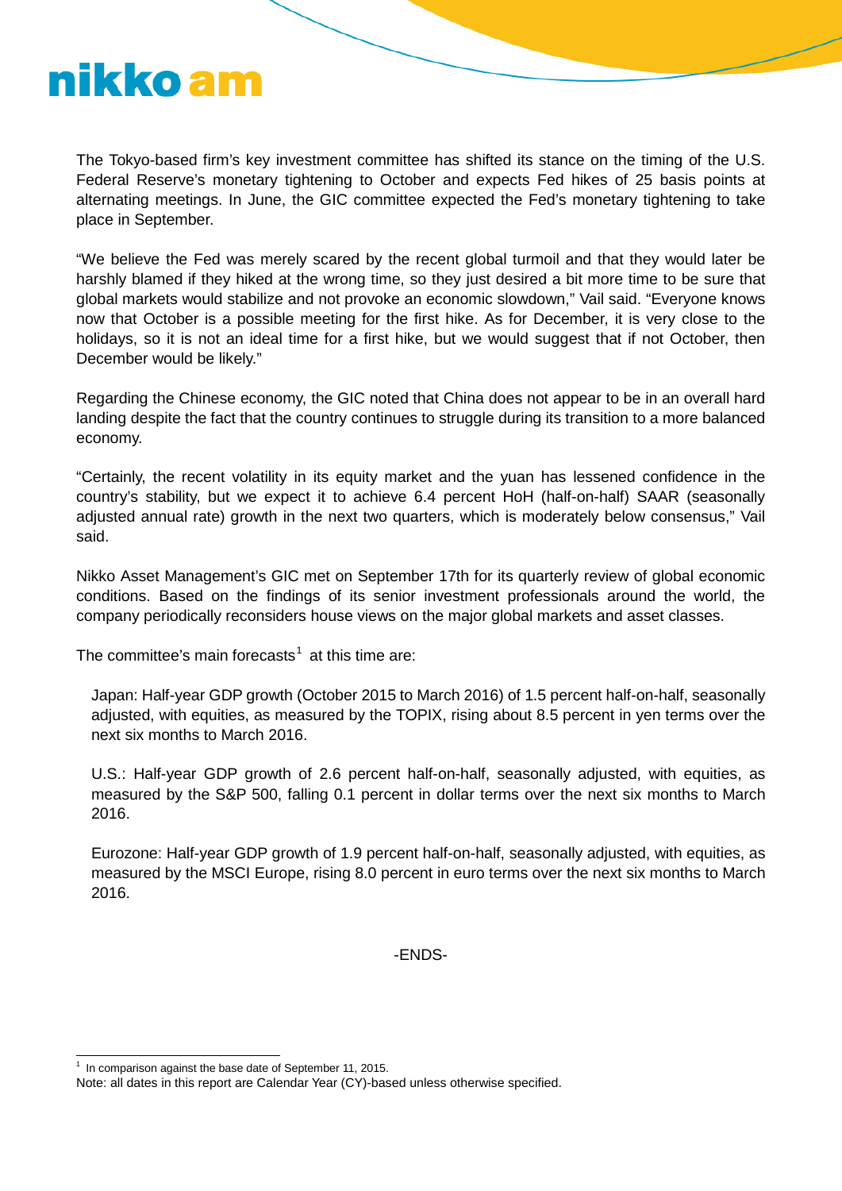The Tokyo-based firm's key investment committee has shifted its stance on the timing of the U.S. Federal Reserve's monetary tightening to October and expects Fed hikes of 25 basis points at alternating meetings. In June, the GIC committee expected the Fed's monetary tightening to take place in September.

"We believe the Fed was merely scared by the recent global turmoil and that they would later be harshly blamed if they hiked at the wrong time, so they just desired a bit more time to be sure that global markets would stabilize and not provoke an economic slowdown," Vail said. "Everyone knows now that October is a possible meeting for the first hike. As for December, it is very close to the holidays, so it is not an ideal time for a first hike, but we would suggest that if not October, then December would be likely."

Regarding the Chinese economy, the GIC noted that China does not appear to be in an overall hard landing despite the fact that the country continues to struggle during its transition to a more balanced economy.

"Certainly, the recent volatility in its equity market and the yuan has lessened confidence in the country's stability, but we expect it to achieve 6.4 percent HoH (half-on-half) SAAR (seasonally adjusted annual rate) growth in the next two quarters, which is moderately below consensus," Vail said.

Nikko Asset Management's GIC met on September 17th for its quarterly review of global economic conditions. Based on the findings of its senior investment professionals around the world, the company periodically reconsiders house views on the major global markets and asset classes.

The committee's main forecasts[1] at this time are:

Japan: Half-year GDP growth (October 2015 to March 2016) of 1.5 percent half-on-half, seasonally adjusted, with equities, as measured by the TOPIX, rising about 8.5 percent in yen terms over the next six months to March 2016.

U.S.: Half-year GDP growth of 2.6 percent half-on-half, seasonally adjusted, with equities, as measured by the S&P 500, falling 0.1 percent in dollar terms over the next six months to March 2016.

Eurozone: Half-year GDP growth of 1.9 percent half-on-half, seasonally adjusted, with equities, as measured by the MSCI Europe, rising 8.0 percent in euro terms over the next six months to March 2016.

-ENDS-

[1] In comparison against the base date of September 11, 2015.

Note: all dates in this report are Calendar Year (CY)-based unless otherwise specified.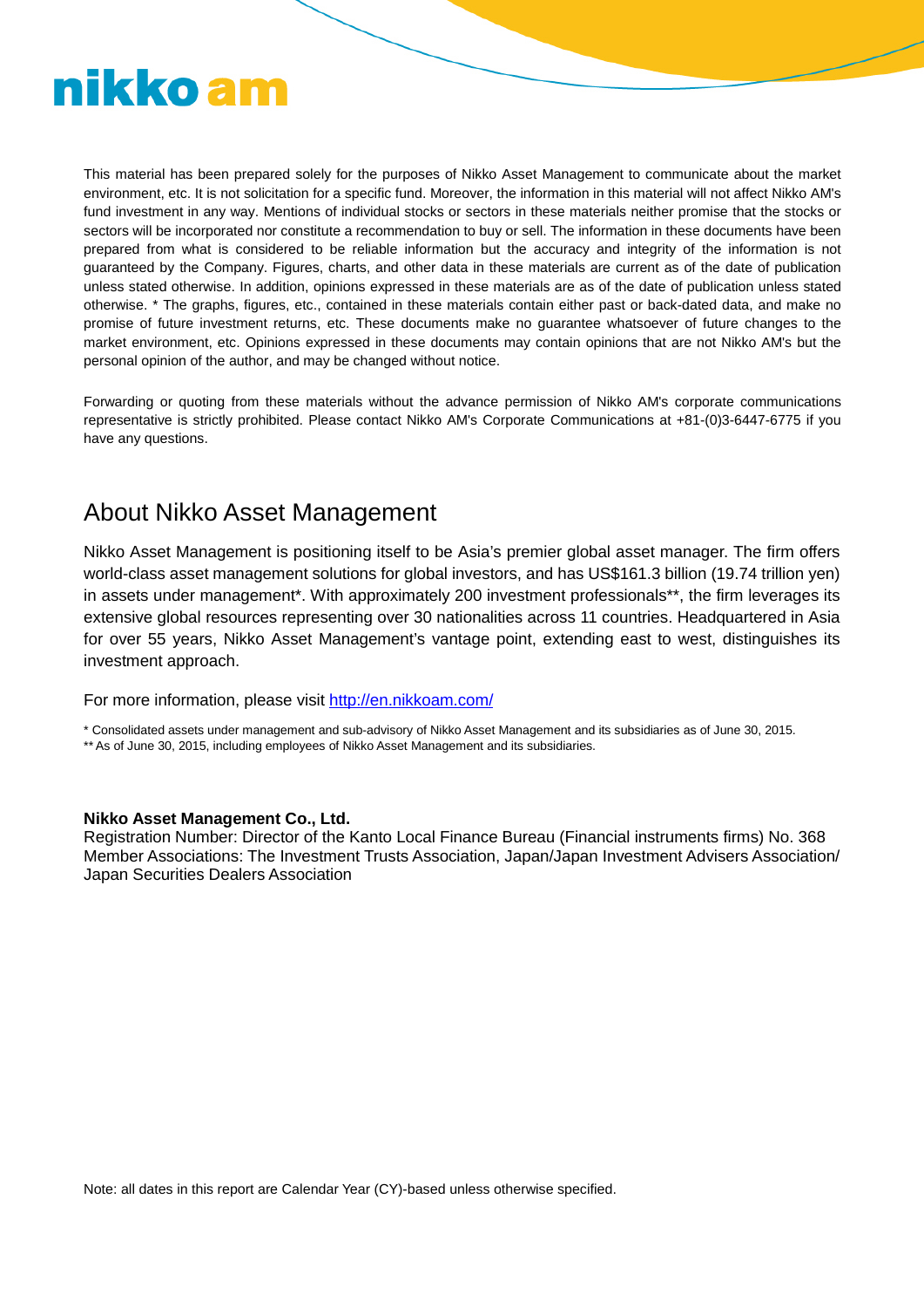This material has been prepared solely for the purposes of Nikko Asset Management to communicate about the market environment, etc. It is not solicitation for a specific fund. Moreover, the information in this material will not affect Nikko AM's fund investment in any way. Mentions of individual stocks or sectors in these materials neither promise that the stocks or sectors will be incorporated nor constitute a recommendation to buy or sell. The information in these documents have been prepared from what is considered to be reliable information but the accuracy and integrity of the information is not guaranteed by the Company. Figures, charts, and other data in these materials are current as of the date of publication unless stated otherwise. In addition, opinions expressed in these materials are as of the date of publication unless stated otherwise. * The graphs, figures, etc., contained in these materials contain either past or back-dated data, and make no promise of future investment returns, etc. These documents make no guarantee whatsoever of future changes to the market environment, etc. Opinions expressed in these documents may contain opinions that are not Nikko AM's but the personal opinion of the author, and may be changed without notice.

Forwarding or quoting from these materials without the advance permission of Nikko AM's corporate communications representative is strictly prohibited. Please contact Nikko AM's Corporate Communications at +81-(0)3-6447-6775 if you have any questions.

## About Nikko Asset Management

Nikko Asset Management is positioning itself to be Asia's premier global asset manager. The firm offers world-class asset management solutions for global investors, and has US$161.3 billion (19.74 trillion yen) in assets under management*. With approximately 200 investment professionals**, the firm leverages its extensive global resources representing over 30 nationalities across 11 countries. Headquartered in Asia for over 55 years, Nikko Asset Management's vantage point, extending east to west, distinguishes its investment approach.

For more information, please visit [http://en.nikkoam.com/](http://en.nikkoam.com/)

* Consolidated assets under management and sub-advisory of Nikko Asset Management and its subsidiaries as of June 30, 2015.
** As of June 30, 2015, including employees of Nikko Asset Management and its subsidiaries.

**Nikko Asset Management Co., Ltd.**
Registration Number: Director of the Kanto Local Finance Bureau (Financial instruments firms) No. 368
Member Associations: The Investment Trusts Association, Japan/Japan Investment Advisers Association/ Japan Securities Dealers Association

Note: all dates in this report are Calendar Year (CY)-based unless otherwise specified.